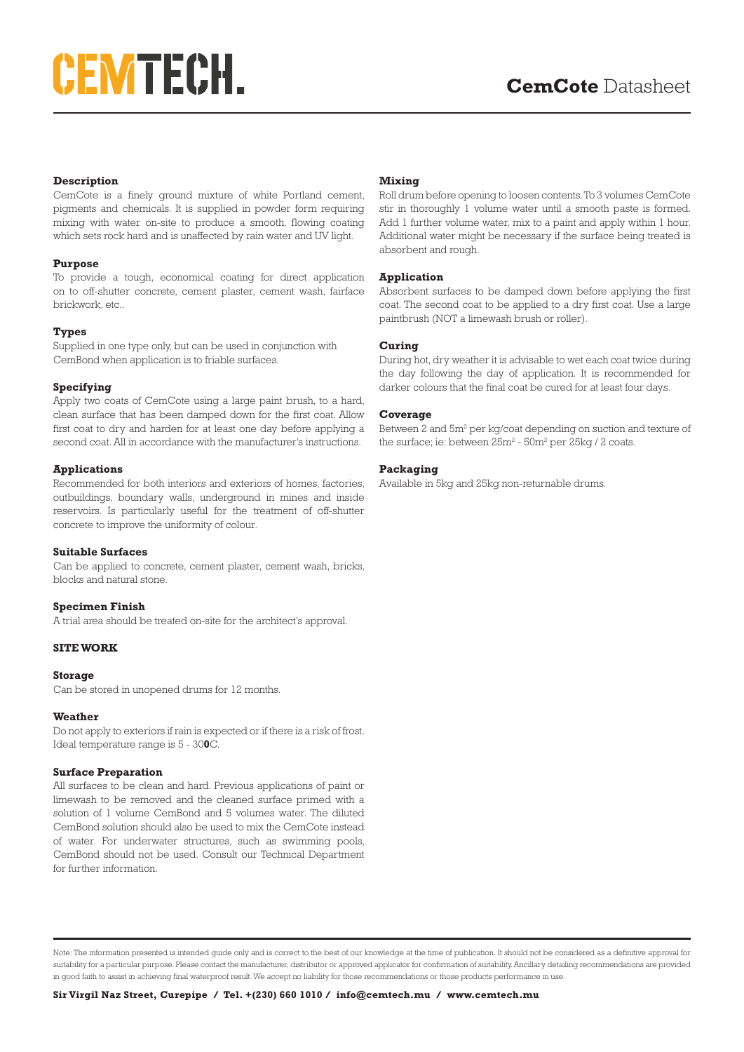# CEMTECH.

## **CemCote** Datasheet

**Description**

CemCote is a finely ground mixture of white Portland cement, pigments and chemicals. It is supplied in powder form requiring mixing with water on-site to produce a smooth, flowing coating which sets rock hard and is unaffected by rain water and UV light.

**Purpose**

To provide a tough, economical coating for direct application on to off-shutter concrete, cement plaster, cement wash, fairface brickwork, etc..

**Types**

Supplied in one type only, but can be used in conjunction with CemBond when application is to friable surfaces.

**Specifying**

Apply two coats of CemCote using a large paint brush, to a hard, clean surface that has been damped down for the first coat. Allow first coat to dry and harden for at least one day before applying a second coat. All in accordance with the manufacturer's instructions.

**Applications**

Recommended for both interiors and exteriors of homes, factories, outbuildings, boundary walls, underground in mines and inside reservoirs. Is particularly useful for the treatment of off-shutter concrete to improve the uniformity of colour.

**Suitable Surfaces**

Can be applied to concrete, cement plaster, cement wash, bricks, blocks and natural stone.

**Specimen Finish**

A trial area should be treated on-site for the architect's approval.

**SITE WORK**

**Storage**

Can be stored in unopened drums for 12 months.

**Weather**

Do not apply to exteriors if rain is expected or if there is a risk of frost. Ideal temperature range is 5 - 30**0**C.

**Surface Preparation**

All surfaces to be clean and hard. Previous applications of paint or limewash to be removed and the cleaned surface primed with a solution of 1 volume CemBond and 5 volumes water. The diluted CemBond solution should also be used to mix the CemCote instead of water. For underwater structures, such as swimming pools, CemBond should not be used. Consult our Technical Department for further information.

**Mixing**

Roll drum before opening to loosen contents. To 3 volumes CemCote stir in thoroughly 1 volume water until a smooth paste is formed. Add 1 further volume water, mix to a paint and apply within 1 hour. Additional water might be necessary if the surface being treated is absorbent and rough.

**Application**

Absorbent surfaces to be damped down before applying the first coat. The second coat to be applied to a dry first coat. Use a large paintbrush (NOT a limewash brush or roller).

**Curing**

During hot, dry weather it is advisable to wet each coat twice during the day following the day of application. It is recommended for darker colours that the final coat be cured for at least four days.

**Coverage**

Between 2 and 5m$^2$ per kg/coat depending on suction and texture of the surface; ie: between 25m$^2$ - 50m$^2$ per 25kg / 2 coats.

**Packaging**

Available in 5kg and 25kg non-returnable drums.

Note: The information presented is intended guide only and is correct to the best of our knowledge at the time of publication. It should not be considered as a definitive approval for suitability for a particular purpose. Please contact the manufacturer, distributor or approved applicator for confirmation of suitability. Ancillary detailing recommendations are provided in good faith to assist in achieving final waterproof result. We accept no liability for those recommendations or those products performance in use.

**Sir Virgil Naz Street, Curepipe / Tel. +(230) 660 1010 / info@cemtech.mu / www.cemtech.mu**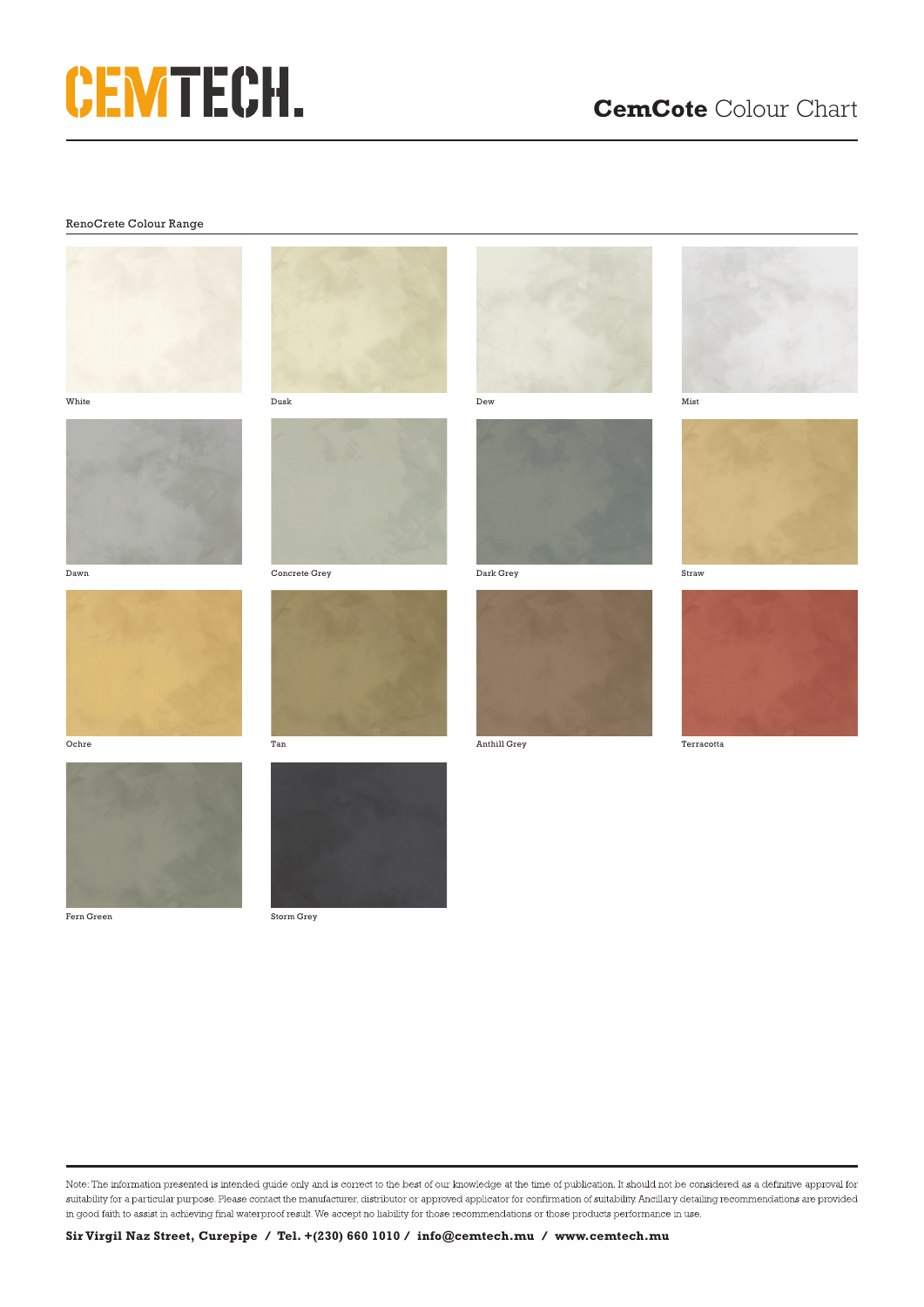# CEMTECH.

## **CemCote** Colour Chart

### RenoCrete Colour Range

White

Dusk

Dew

Mist

Dawn

Concrete Grey

Dark Grey

Straw

Ochre

Tan

Anthill Grey

Terracotta

Fern Green

Storm Grey

Note: The information presented is intended guide only and is correct to the best of our knowledge at the time of publication. It should not be considered as a definitive approval for suitability for a particular purpose. Please contact the manufacturer, distributor or approved applicator for confirmation of suitability. Ancillary detailing recommendations are provided in good faith to assist in achieving final waterproof result. We accept no liability for those recommendations or those products performance in use.

**Sir Virgil Naz Street, Curepipe / Tel. +(230) 660 1010 / info@cemtech.mu / www.cemtech.mu**